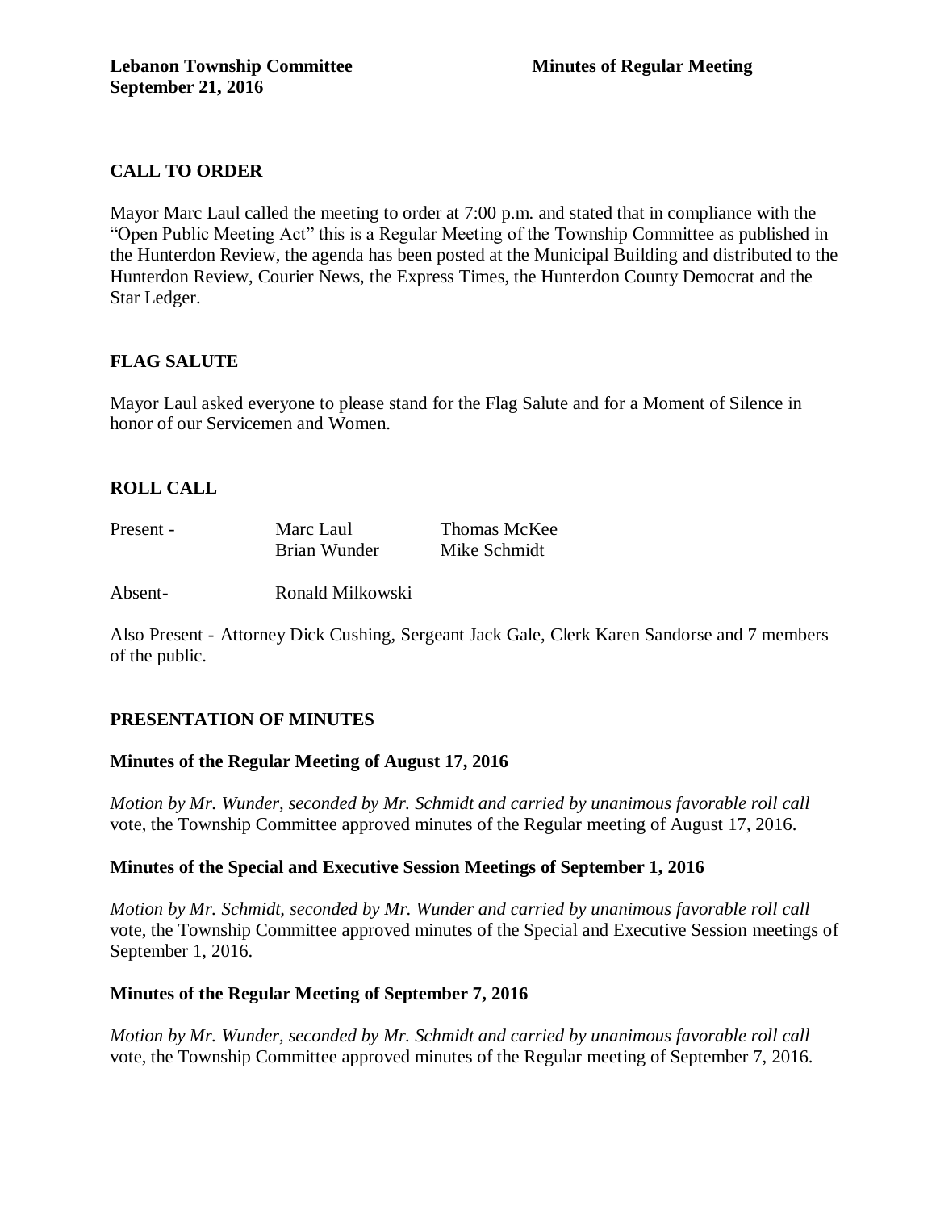**Lebanon Township Committee** **Minutes of Regular Meeting**
**September 21, 2016**

## CALL TO ORDER

Mayor Marc Laul called the meeting to order at 7:00 p.m. and stated that in compliance with the "Open Public Meeting Act" this is a Regular Meeting of the Township Committee as published in the Hunterdon Review, the agenda has been posted at the Municipal Building and distributed to the Hunterdon Review, Courier News, the Express Times, the Hunterdon County Democrat and the Star Ledger.

## FLAG SALUTE

Mayor Laul asked everyone to please stand for the Flag Salute and for a Moment of Silence in honor of our Servicemen and Women.

## ROLL CALL

| | | |
|---|---|---|
| Present - | Marc Laul | Thomas McKee |
| | Brian Wunder | Mike Schmidt |
| Absent- | Ronald Milkowski | |

Also Present - Attorney Dick Cushing, Sergeant Jack Gale, Clerk Karen Sandorse and 7 members of the public.

## PRESENTATION OF MINUTES

### Minutes of the Regular Meeting of August 17, 2016

*Motion by Mr. Wunder, seconded by Mr. Schmidt and carried by unanimous favorable roll call* vote, the Township Committee approved minutes of the Regular meeting of August 17, 2016.

### Minutes of the Special and Executive Session Meetings of September 1, 2016

*Motion by Mr. Schmidt, seconded by Mr. Wunder and carried by unanimous favorable roll call* vote, the Township Committee approved minutes of the Special and Executive Session meetings of September 1, 2016.

### Minutes of the Regular Meeting of September 7, 2016

*Motion by Mr. Wunder, seconded by Mr. Schmidt and carried by unanimous favorable roll call* vote, the Township Committee approved minutes of the Regular meeting of September 7, 2016.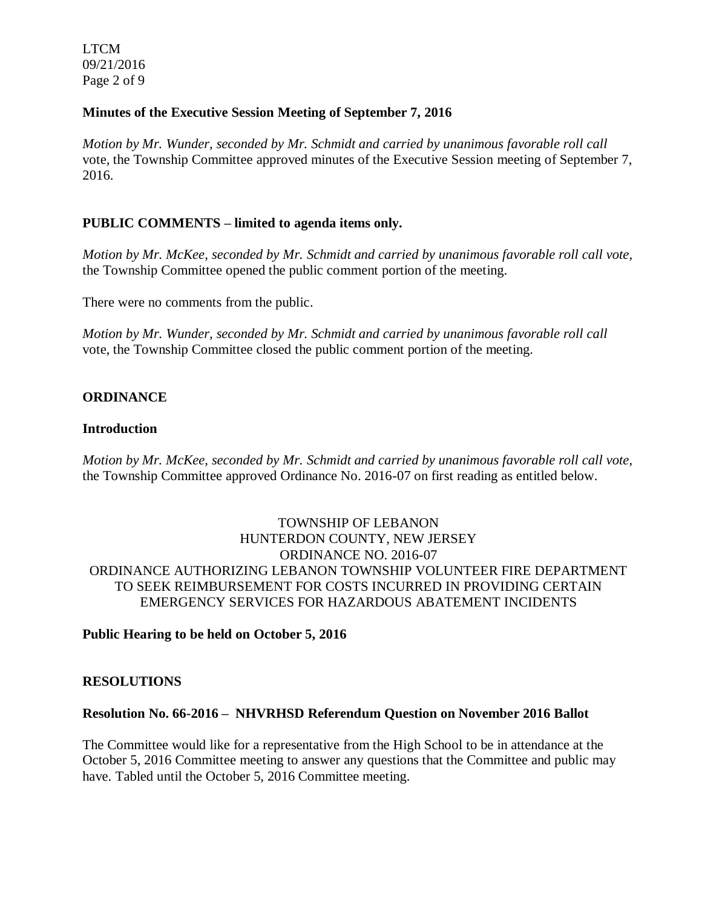**Minutes of the Executive Session Meeting of September 7, 2016**

*Motion by Mr. Wunder, seconded by Mr. Schmidt and carried by unanimous favorable roll call* vote, the Township Committee approved minutes of the Executive Session meeting of September 7, 2016.

**PUBLIC COMMENTS – limited to agenda items only.**

*Motion by Mr. McKee, seconded by Mr. Schmidt and carried by unanimous favorable roll call vote,* the Township Committee opened the public comment portion of the meeting.

There were no comments from the public.

*Motion by Mr. Wunder, seconded by Mr. Schmidt and carried by unanimous favorable roll call* vote, the Township Committee closed the public comment portion of the meeting.

**ORDINANCE**

**Introduction**

*Motion by Mr. McKee, seconded by Mr. Schmidt and carried by unanimous favorable roll call vote,* the Township Committee approved Ordinance No. 2016-07 on first reading as entitled below.

TOWNSHIP OF LEBANON
HUNTERDON COUNTY, NEW JERSEY
ORDINANCE NO. 2016-07
ORDINANCE AUTHORIZING LEBANON TOWNSHIP VOLUNTEER FIRE DEPARTMENT TO SEEK REIMBURSEMENT FOR COSTS INCURRED IN PROVIDING CERTAIN EMERGENCY SERVICES FOR HAZARDOUS ABATEMENT INCIDENTS

**Public Hearing to be held on October 5, 2016**

**RESOLUTIONS**

**Resolution No. 66-2016 – NHVRHSD Referendum Question on November 2016 Ballot**

The Committee would like for a representative from the High School to be in attendance at the October 5, 2016 Committee meeting to answer any questions that the Committee and public may have. Tabled until the October 5, 2016 Committee meeting.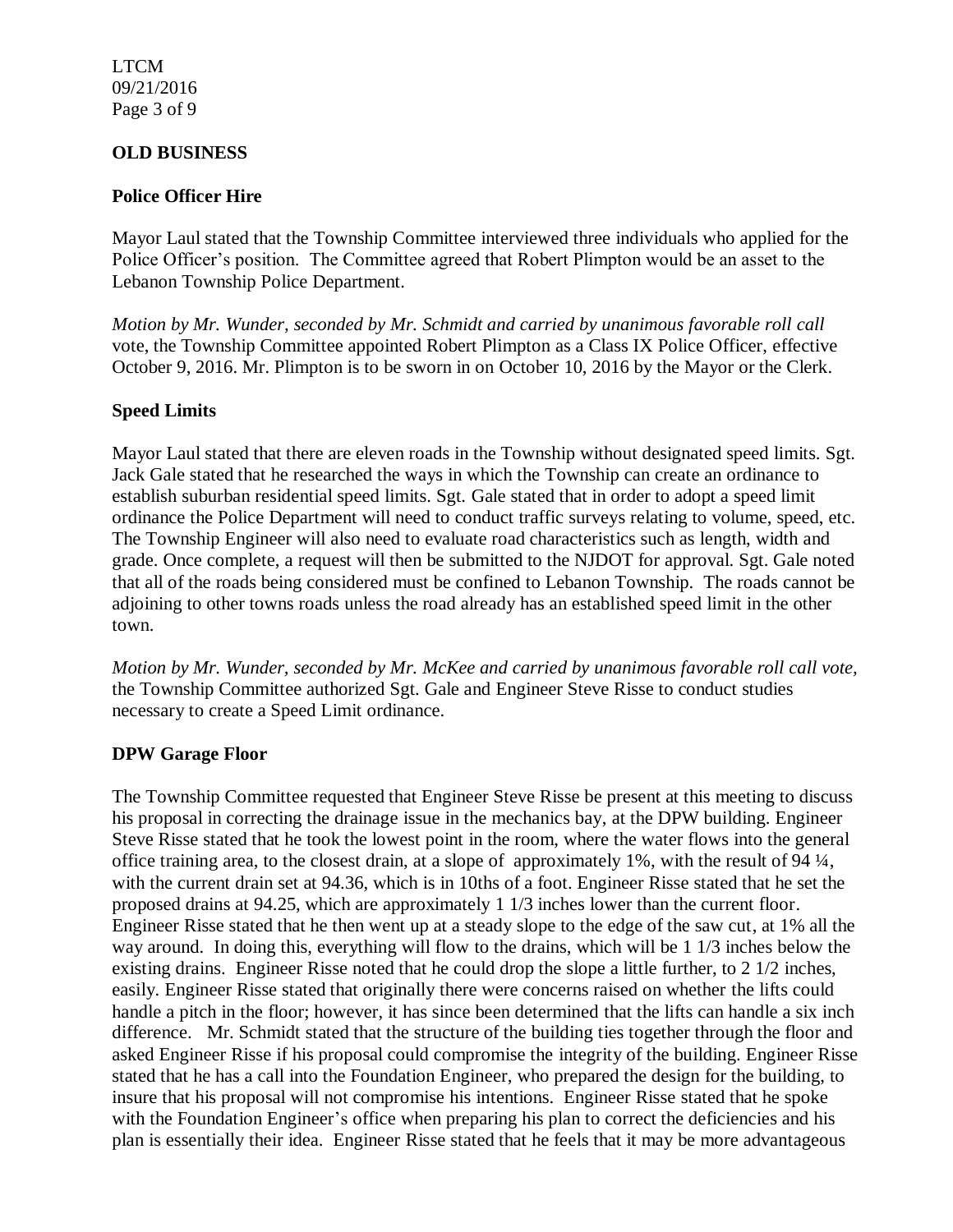**OLD BUSINESS**

**Police Officer Hire**

Mayor Laul stated that the Township Committee interviewed three individuals who applied for the Police Officer's position. The Committee agreed that Robert Plimpton would be an asset to the Lebanon Township Police Department.

*Motion by Mr. Wunder, seconded by Mr. Schmidt and carried by unanimous favorable roll call* vote, the Township Committee appointed Robert Plimpton as a Class IX Police Officer, effective October 9, 2016. Mr. Plimpton is to be sworn in on October 10, 2016 by the Mayor or the Clerk.

**Speed Limits**

Mayor Laul stated that there are eleven roads in the Township without designated speed limits. Sgt. Jack Gale stated that he researched the ways in which the Township can create an ordinance to establish suburban residential speed limits. Sgt. Gale stated that in order to adopt a speed limit ordinance the Police Department will need to conduct traffic surveys relating to volume, speed, etc. The Township Engineer will also need to evaluate road characteristics such as length, width and grade. Once complete, a request will then be submitted to the NJDOT for approval. Sgt. Gale noted that all of the roads being considered must be confined to Lebanon Township. The roads cannot be adjoining to other towns roads unless the road already has an established speed limit in the other town.

*Motion by Mr. Wunder, seconded by Mr. McKee and carried by unanimous favorable roll call vote,* the Township Committee authorized Sgt. Gale and Engineer Steve Risse to conduct studies necessary to create a Speed Limit ordinance.

**DPW Garage Floor**

The Township Committee requested that Engineer Steve Risse be present at this meeting to discuss his proposal in correcting the drainage issue in the mechanics bay, at the DPW building. Engineer Steve Risse stated that he took the lowest point in the room, where the water flows into the general office training area, to the closest drain, at a slope of approximately 1%, with the result of 94 ¼, with the current drain set at 94.36, which is in 10ths of a foot. Engineer Risse stated that he set the proposed drains at 94.25, which are approximately 1 1/3 inches lower than the current floor. Engineer Risse stated that he then went up at a steady slope to the edge of the saw cut, at 1% all the way around. In doing this, everything will flow to the drains, which will be 1 1/3 inches below the existing drains. Engineer Risse noted that he could drop the slope a little further, to 2 1/2 inches, easily. Engineer Risse stated that originally there were concerns raised on whether the lifts could handle a pitch in the floor; however, it has since been determined that the lifts can handle a six inch difference. Mr. Schmidt stated that the structure of the building ties together through the floor and asked Engineer Risse if his proposal could compromise the integrity of the building. Engineer Risse stated that he has a call into the Foundation Engineer, who prepared the design for the building, to insure that his proposal will not compromise his intentions. Engineer Risse stated that he spoke with the Foundation Engineer's office when preparing his plan to correct the deficiencies and his plan is essentially their idea. Engineer Risse stated that he feels that it may be more advantageous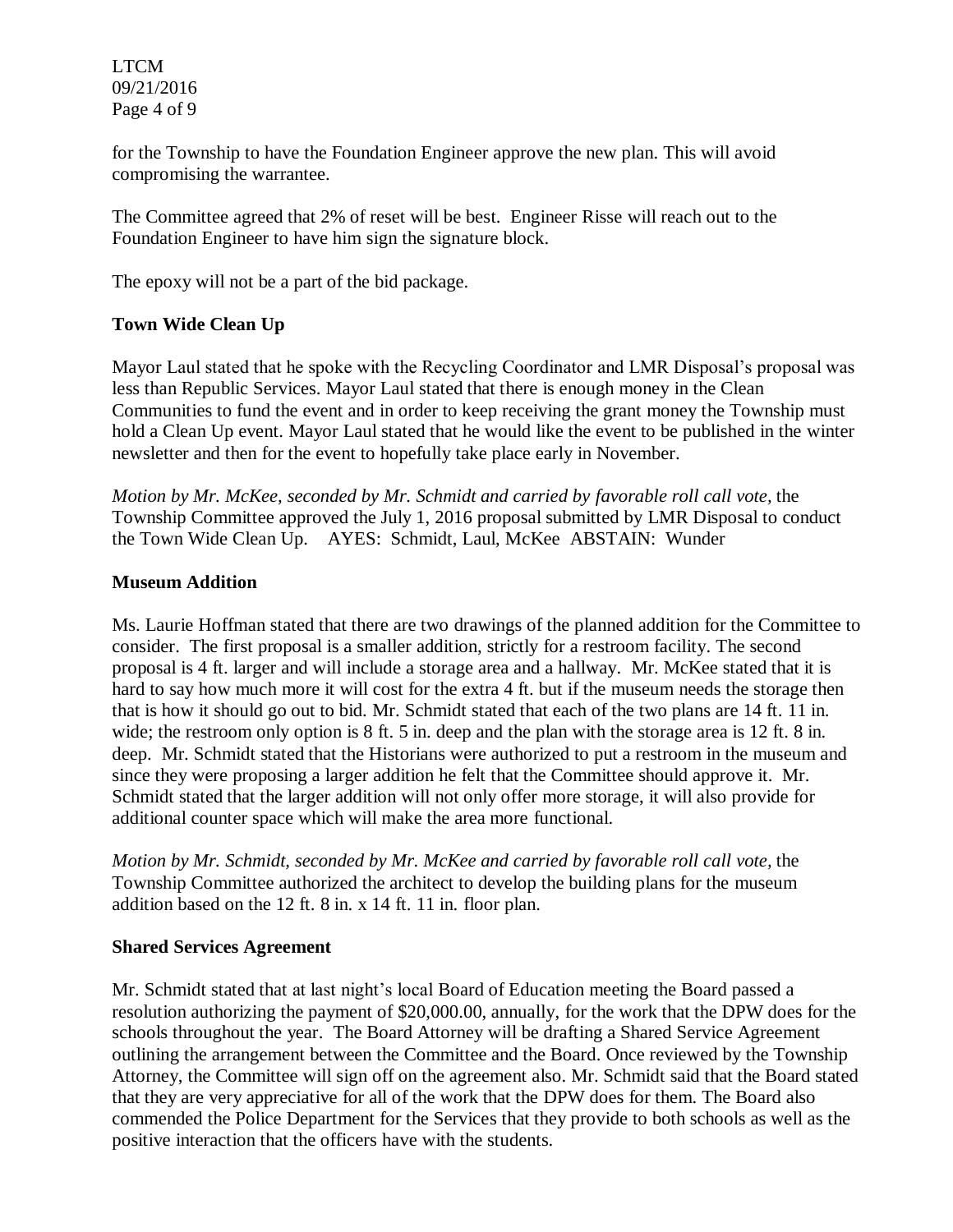for the Township to have the Foundation Engineer approve the new plan. This will avoid compromising the warrantee.

The Committee agreed that 2% of reset will be best. Engineer Risse will reach out to the Foundation Engineer to have him sign the signature block.

The epoxy will not be a part of the bid package.

**Town Wide Clean Up**

Mayor Laul stated that he spoke with the Recycling Coordinator and LMR Disposal's proposal was less than Republic Services. Mayor Laul stated that there is enough money in the Clean Communities to fund the event and in order to keep receiving the grant money the Township must hold a Clean Up event. Mayor Laul stated that he would like the event to be published in the winter newsletter and then for the event to hopefully take place early in November.

*Motion by Mr. McKee, seconded by Mr. Schmidt and carried by favorable roll call vote,* the Township Committee approved the July 1, 2016 proposal submitted by LMR Disposal to conduct the Town Wide Clean Up. AYES: Schmidt, Laul, McKee ABSTAIN: Wunder

**Museum Addition**

Ms. Laurie Hoffman stated that there are two drawings of the planned addition for the Committee to consider. The first proposal is a smaller addition, strictly for a restroom facility. The second proposal is 4 ft. larger and will include a storage area and a hallway. Mr. McKee stated that it is hard to say how much more it will cost for the extra 4 ft. but if the museum needs the storage then that is how it should go out to bid. Mr. Schmidt stated that each of the two plans are 14 ft. 11 in. wide; the restroom only option is 8 ft. 5 in. deep and the plan with the storage area is 12 ft. 8 in. deep. Mr. Schmidt stated that the Historians were authorized to put a restroom in the museum and since they were proposing a larger addition he felt that the Committee should approve it. Mr. Schmidt stated that the larger addition will not only offer more storage, it will also provide for additional counter space which will make the area more functional.

*Motion by Mr. Schmidt, seconded by Mr. McKee and carried by favorable roll call vote,* the Township Committee authorized the architect to develop the building plans for the museum addition based on the 12 ft. 8 in. x 14 ft. 11 in. floor plan.

**Shared Services Agreement**

Mr. Schmidt stated that at last night's local Board of Education meeting the Board passed a resolution authorizing the payment of $20,000.00, annually, for the work that the DPW does for the schools throughout the year. The Board Attorney will be drafting a Shared Service Agreement outlining the arrangement between the Committee and the Board. Once reviewed by the Township Attorney, the Committee will sign off on the agreement also. Mr. Schmidt said that the Board stated that they are very appreciative for all of the work that the DPW does for them. The Board also commended the Police Department for the Services that they provide to both schools as well as the positive interaction that the officers have with the students.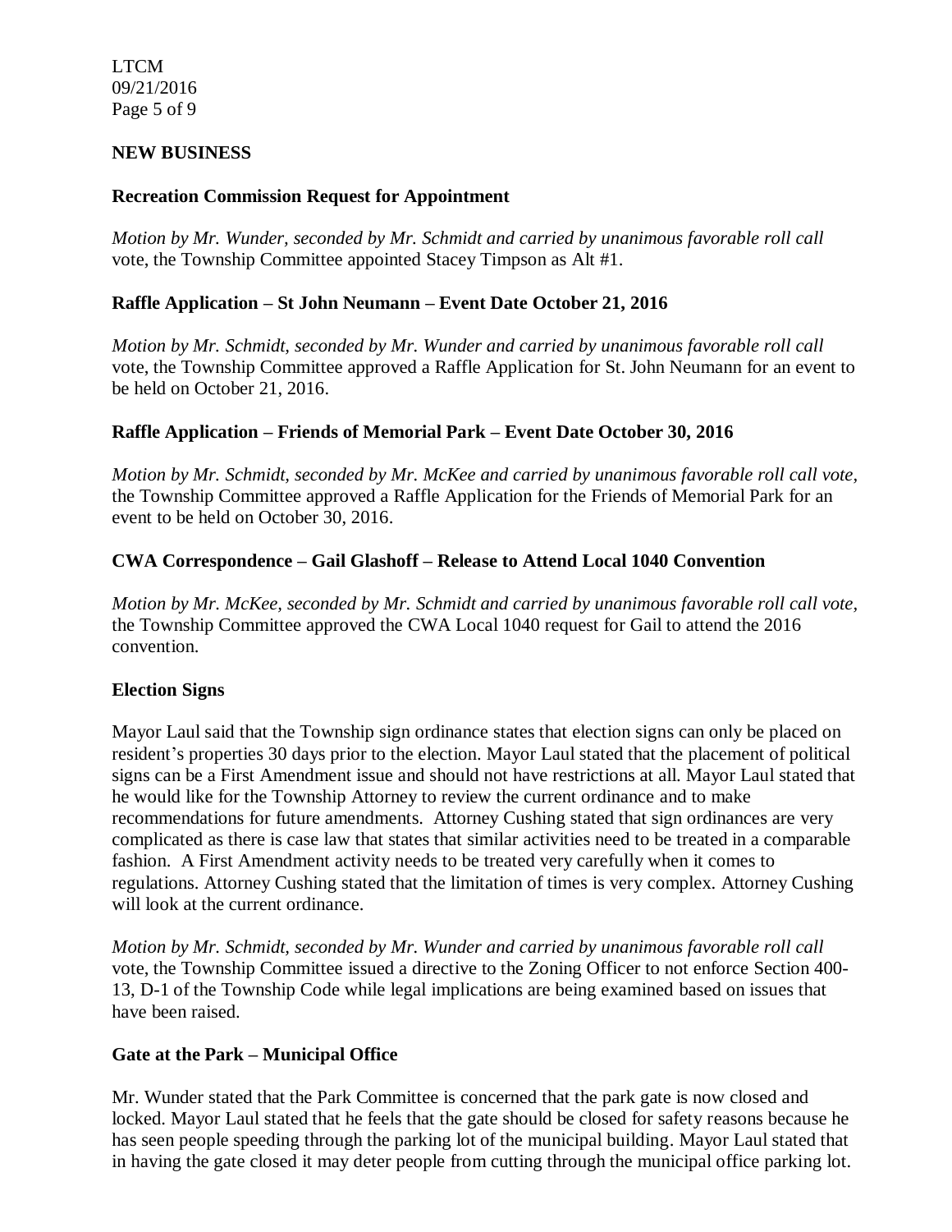## NEW BUSINESS

### Recreation Commission Request for Appointment

*Motion by Mr. Wunder, seconded by Mr. Schmidt and carried by unanimous favorable roll call* vote, the Township Committee appointed Stacey Timpson as Alt #1.

### Raffle Application – St John Neumann – Event Date October 21, 2016

*Motion by Mr. Schmidt, seconded by Mr. Wunder and carried by unanimous favorable roll call* vote, the Township Committee approved a Raffle Application for St. John Neumann for an event to be held on October 21, 2016.

### Raffle Application – Friends of Memorial Park – Event Date October 30, 2016

*Motion by Mr. Schmidt, seconded by Mr. McKee and carried by unanimous favorable roll call vote,* the Township Committee approved a Raffle Application for the Friends of Memorial Park for an event to be held on October 30, 2016.

### CWA Correspondence – Gail Glashoff – Release to Attend Local 1040 Convention

*Motion by Mr. McKee, seconded by Mr. Schmidt and carried by unanimous favorable roll call vote,* the Township Committee approved the CWA Local 1040 request for Gail to attend the 2016 convention.

### Election Signs

Mayor Laul said that the Township sign ordinance states that election signs can only be placed on resident's properties 30 days prior to the election. Mayor Laul stated that the placement of political signs can be a First Amendment issue and should not have restrictions at all. Mayor Laul stated that he would like for the Township Attorney to review the current ordinance and to make recommendations for future amendments. Attorney Cushing stated that sign ordinances are very complicated as there is case law that states that similar activities need to be treated in a comparable fashion. A First Amendment activity needs to be treated very carefully when it comes to regulations. Attorney Cushing stated that the limitation of times is very complex. Attorney Cushing will look at the current ordinance.

*Motion by Mr. Schmidt, seconded by Mr. Wunder and carried by unanimous favorable roll call* vote, the Township Committee issued a directive to the Zoning Officer to not enforce Section 400-13, D-1 of the Township Code while legal implications are being examined based on issues that have been raised.

### Gate at the Park – Municipal Office

Mr. Wunder stated that the Park Committee is concerned that the park gate is now closed and locked. Mayor Laul stated that he feels that the gate should be closed for safety reasons because he has seen people speeding through the parking lot of the municipal building. Mayor Laul stated that in having the gate closed it may deter people from cutting through the municipal office parking lot.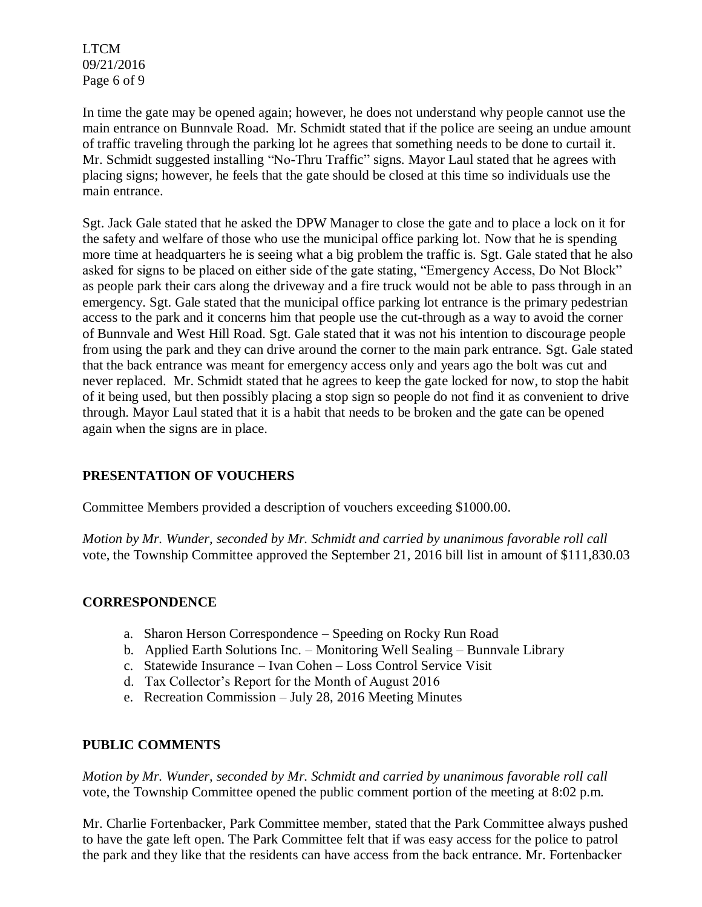In time the gate may be opened again; however, he does not understand why people cannot use the main entrance on Bunnvale Road. Mr. Schmidt stated that if the police are seeing an undue amount of traffic traveling through the parking lot he agrees that something needs to be done to curtail it. Mr. Schmidt suggested installing "No-Thru Traffic" signs. Mayor Laul stated that he agrees with placing signs; however, he feels that the gate should be closed at this time so individuals use the main entrance.

Sgt. Jack Gale stated that he asked the DPW Manager to close the gate and to place a lock on it for the safety and welfare of those who use the municipal office parking lot. Now that he is spending more time at headquarters he is seeing what a big problem the traffic is. Sgt. Gale stated that he also asked for signs to be placed on either side of the gate stating, "Emergency Access, Do Not Block" as people park their cars along the driveway and a fire truck would not be able to pass through in an emergency. Sgt. Gale stated that the municipal office parking lot entrance is the primary pedestrian access to the park and it concerns him that people use the cut-through as a way to avoid the corner of Bunnvale and West Hill Road. Sgt. Gale stated that it was not his intention to discourage people from using the park and they can drive around the corner to the main park entrance. Sgt. Gale stated that the back entrance was meant for emergency access only and years ago the bolt was cut and never replaced. Mr. Schmidt stated that he agrees to keep the gate locked for now, to stop the habit of it being used, but then possibly placing a stop sign so people do not find it as convenient to drive through. Mayor Laul stated that it is a habit that needs to be broken and the gate can be opened again when the signs are in place.

## PRESENTATION OF VOUCHERS

Committee Members provided a description of vouchers exceeding $1000.00.

*Motion by Mr. Wunder, seconded by Mr. Schmidt and carried by unanimous favorable roll call* vote, the Township Committee approved the September 21, 2016 bill list in amount of $111,830.03

## CORRESPONDENCE

a. Sharon Herson Correspondence – Speeding on Rocky Run Road
b. Applied Earth Solutions Inc. – Monitoring Well Sealing – Bunnvale Library
c. Statewide Insurance – Ivan Cohen – Loss Control Service Visit
d. Tax Collector's Report for the Month of August 2016
e. Recreation Commission – July 28, 2016 Meeting Minutes

## PUBLIC COMMENTS

*Motion by Mr. Wunder, seconded by Mr. Schmidt and carried by unanimous favorable roll call* vote, the Township Committee opened the public comment portion of the meeting at 8:02 p.m.

Mr. Charlie Fortenbacker, Park Committee member, stated that the Park Committee always pushed to have the gate left open. The Park Committee felt that if was easy access for the police to patrol the park and they like that the residents can have access from the back entrance. Mr. Fortenbacker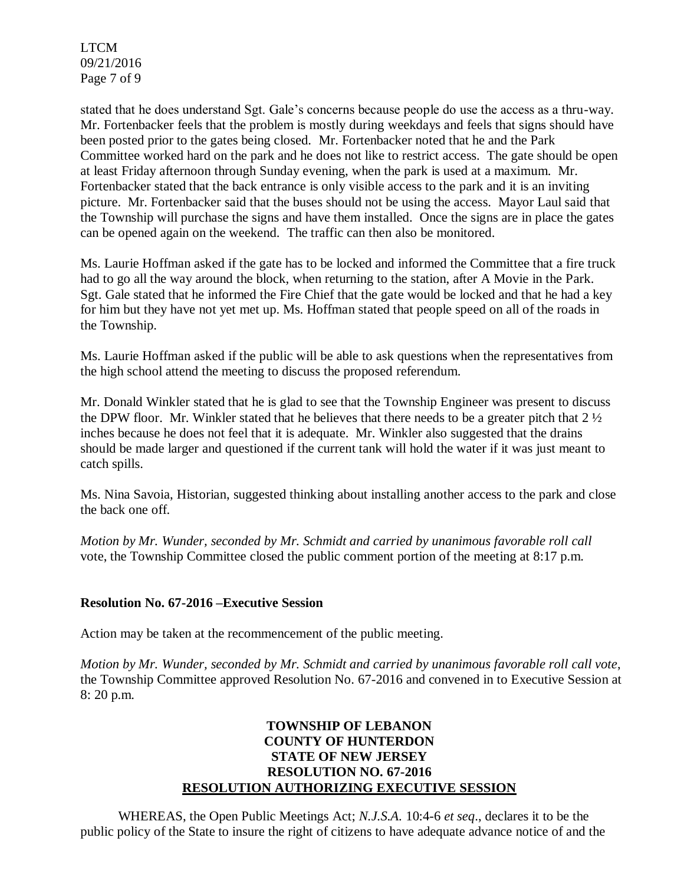stated that he does understand Sgt. Gale's concerns because people do use the access as a thru-way. Mr. Fortenbacker feels that the problem is mostly during weekdays and feels that signs should have been posted prior to the gates being closed. Mr. Fortenbacker noted that he and the Park Committee worked hard on the park and he does not like to restrict access. The gate should be open at least Friday afternoon through Sunday evening, when the park is used at a maximum. Mr. Fortenbacker stated that the back entrance is only visible access to the park and it is an inviting picture. Mr. Fortenbacker said that the buses should not be using the access. Mayor Laul said that the Township will purchase the signs and have them installed. Once the signs are in place the gates can be opened again on the weekend. The traffic can then also be monitored.

Ms. Laurie Hoffman asked if the gate has to be locked and informed the Committee that a fire truck had to go all the way around the block, when returning to the station, after A Movie in the Park. Sgt. Gale stated that he informed the Fire Chief that the gate would be locked and that he had a key for him but they have not yet met up. Ms. Hoffman stated that people speed on all of the roads in the Township.

Ms. Laurie Hoffman asked if the public will be able to ask questions when the representatives from the high school attend the meeting to discuss the proposed referendum.

Mr. Donald Winkler stated that he is glad to see that the Township Engineer was present to discuss the DPW floor. Mr. Winkler stated that he believes that there needs to be a greater pitch that 2 ½ inches because he does not feel that it is adequate. Mr. Winkler also suggested that the drains should be made larger and questioned if the current tank will hold the water if it was just meant to catch spills.

Ms. Nina Savoia, Historian, suggested thinking about installing another access to the park and close the back one off.

*Motion by Mr. Wunder, seconded by Mr. Schmidt and carried by unanimous favorable roll call* vote, the Township Committee closed the public comment portion of the meeting at 8:17 p.m.

**Resolution No. 67-2016 –Executive Session**

Action may be taken at the recommencement of the public meeting.

*Motion by Mr. Wunder, seconded by Mr. Schmidt and carried by unanimous favorable roll call vote*, the Township Committee approved Resolution No. 67-2016 and convened in to Executive Session at 8: 20 p.m.

**TOWNSHIP OF LEBANON**
**COUNTY OF HUNTERDON**
**STATE OF NEW JERSEY**
**RESOLUTION NO. 67-2016**
**RESOLUTION AUTHORIZING EXECUTIVE SESSION**

WHEREAS, the Open Public Meetings Act; *N.J.S.A.* 10:4-6 *et seq*., declares it to be the public policy of the State to insure the right of citizens to have adequate advance notice of and the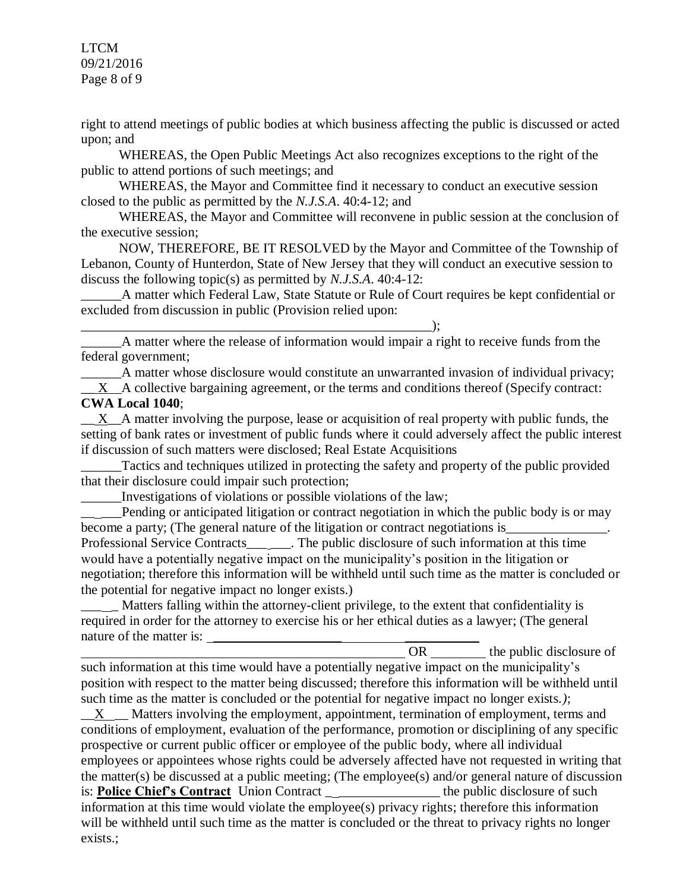right to attend meetings of public bodies at which business affecting the public is discussed or acted upon; and

WHEREAS, the Open Public Meetings Act also recognizes exceptions to the right of the public to attend portions of such meetings; and

WHEREAS, the Mayor and Committee find it necessary to conduct an executive session closed to the public as permitted by the *N.J.S.A*. 40:4-12; and

WHEREAS, the Mayor and Committee will reconvene in public session at the conclusion of the executive session;

NOW, THEREFORE, BE IT RESOLVED by the Mayor and Committee of the Township of Lebanon, County of Hunterdon, State of New Jersey that they will conduct an executive session to discuss the following topic(s) as permitted by *N.J.S.A*. 40:4-12:

______A matter which Federal Law, State Statute or Rule of Court requires be kept confidential or excluded from discussion in public (Provision relied upon: ______________________________________________________);

______A matter where the release of information would impair a right to receive funds from the federal government;

______A matter whose disclosure would constitute an unwarranted invasion of individual privacy;

__X__A collective bargaining agreement, or the terms and conditions thereof (Specify contract: **CWA Local 1040**;

__X__A matter involving the purpose, lease or acquisition of real property with public funds, the setting of bank rates or investment of public funds where it could adversely affect the public interest if discussion of such matters were disclosed; Real Estate Acquisitions

______Tactics and techniques utilized in protecting the safety and property of the public provided that their disclosure could impair such protection;

______Investigations of violations or possible violations of the law;

______Pending or anticipated litigation or contract negotiation in which the public body is or may become a party; (The general nature of the litigation or contract negotiations is_______________. Professional Service Contracts______. The public disclosure of such information at this time would have a potentially negative impact on the municipality's position in the litigation or negotiation; therefore this information will be withheld until such time as the matter is concluded or the potential for negative impact no longer exists.)

_____ Matters falling within the attorney-client privilege, to the extent that confidentiality is required in order for the attorney to exercise his or her ethical duties as a lawyer; (The general nature of the matter is: ______________________________ __________________________________________________ OR ________ the public disclosure of such information at this time would have a potentially negative impact on the municipality's position with respect to the matter being discussed; therefore this information will be withheld until such time as the matter is concluded or the potential for negative impact no longer exists.*)*;

__X__ Matters involving the employment, appointment, termination of employment, terms and conditions of employment, evaluation of the performance, promotion or disciplining of any specific prospective or current public officer or employee of the public body, where all individual employees or appointees whose rights could be adversely affected have not requested in writing that the matter(s) be discussed at a public meeting; (The employee(s) and/or general nature of discussion is: **Police Chief's Contract** Union Contract _________________ the public disclosure of such information at this time would violate the employee(s) privacy rights; therefore this information will be withheld until such time as the matter is concluded or the threat to privacy rights no longer exists.;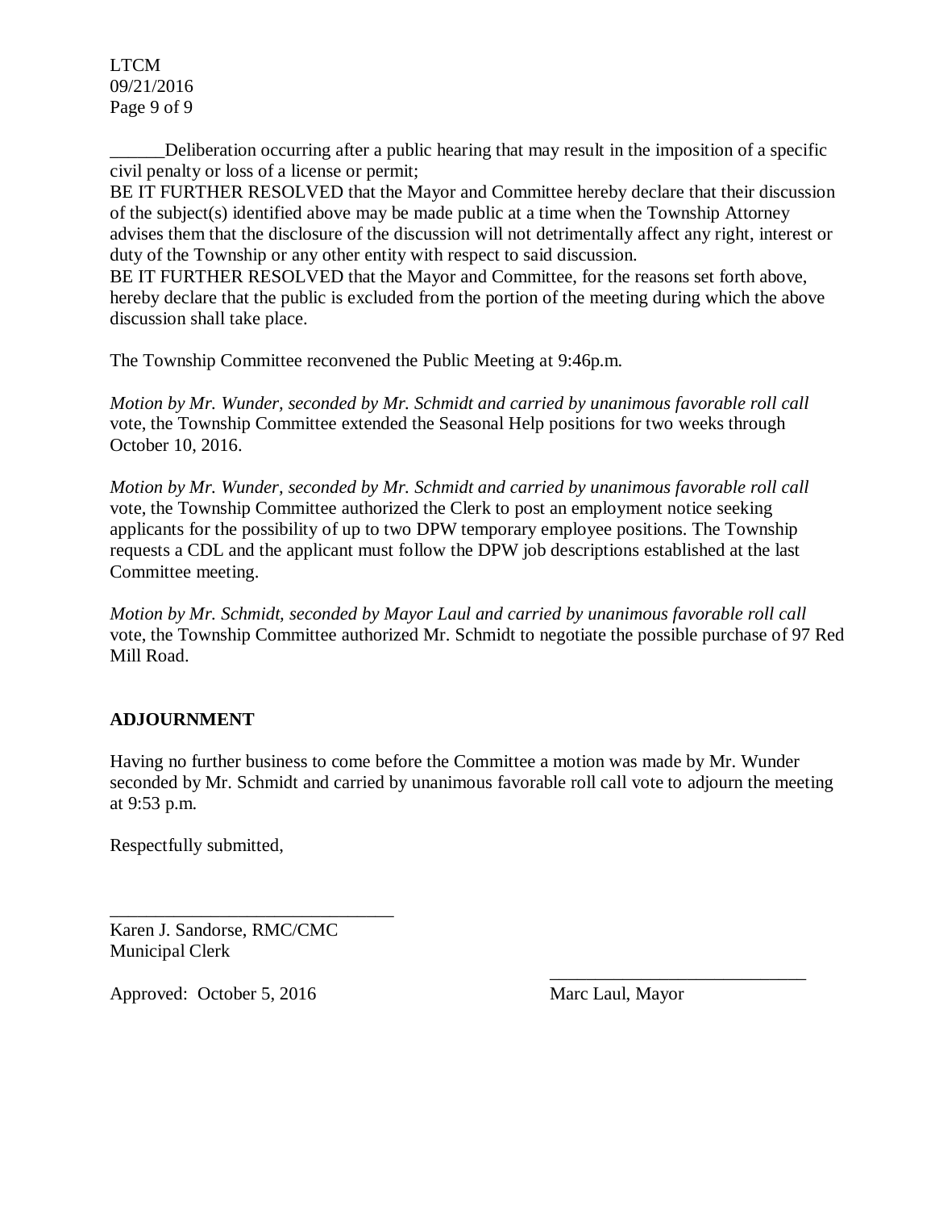______Deliberation occurring after a public hearing that may result in the imposition of a specific civil penalty or loss of a license or permit;

BE IT FURTHER RESOLVED that the Mayor and Committee hereby declare that their discussion of the subject(s) identified above may be made public at a time when the Township Attorney advises them that the disclosure of the discussion will not detrimentally affect any right, interest or duty of the Township or any other entity with respect to said discussion.

BE IT FURTHER RESOLVED that the Mayor and Committee, for the reasons set forth above, hereby declare that the public is excluded from the portion of the meeting during which the above discussion shall take place.

The Township Committee reconvened the Public Meeting at 9:46p.m.

*Motion by Mr. Wunder, seconded by Mr. Schmidt and carried by unanimous favorable roll call* vote, the Township Committee extended the Seasonal Help positions for two weeks through October 10, 2016.

*Motion by Mr. Wunder, seconded by Mr. Schmidt and carried by unanimous favorable roll call* vote, the Township Committee authorized the Clerk to post an employment notice seeking applicants for the possibility of up to two DPW temporary employee positions. The Township requests a CDL and the applicant must follow the DPW job descriptions established at the last Committee meeting.

*Motion by Mr. Schmidt, seconded by Mayor Laul and carried by unanimous favorable roll call* vote, the Township Committee authorized Mr. Schmidt to negotiate the possible purchase of 97 Red Mill Road.

**ADJOURNMENT**

Having no further business to come before the Committee a motion was made by Mr. Wunder seconded by Mr. Schmidt and carried by unanimous favorable roll call vote to adjourn the meeting at 9:53 p.m.

Respectfully submitted,

________________________________
Karen J. Sandorse, RMC/CMC
Municipal Clerk

Approved: October 5, 2016

________________________________
Marc Laul, Mayor